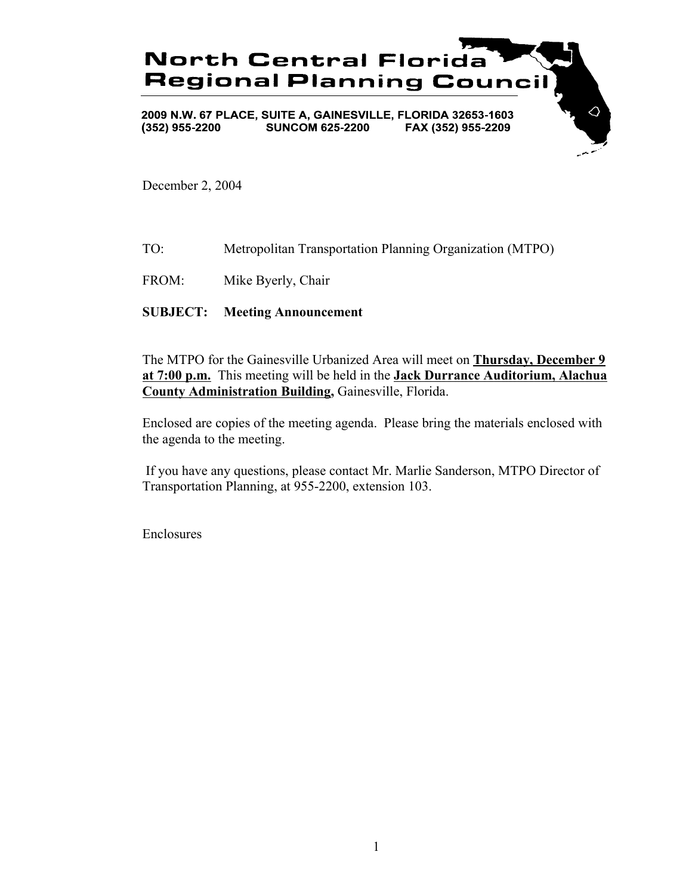# North Central Florida Regional Planning Council

**2009 N.W. 67 PLACE, SUITE A, GAINESVILLE, FLORIDA 32653-1603**
**(352) 955-2200 SUNCOM 625-2200 FAX (352) 955-2209**

December 2, 2004

TO: Metropolitan Transportation Planning Organization (MTPO)

FROM: Mike Byerly, Chair

**SUBJECT: Meeting Announcement**

The MTPO for the Gainesville Urbanized Area will meet on **Thursday, December 9 at 7:00 p.m.** This meeting will be held in the **Jack Durrance Auditorium, Alachua County Administration Building,** Gainesville, Florida.

Enclosed are copies of the meeting agenda. Please bring the materials enclosed with the agenda to the meeting.

If you have any questions, please contact Mr. Marlie Sanderson, MTPO Director of Transportation Planning, at 955-2200, extension 103.

Enclosures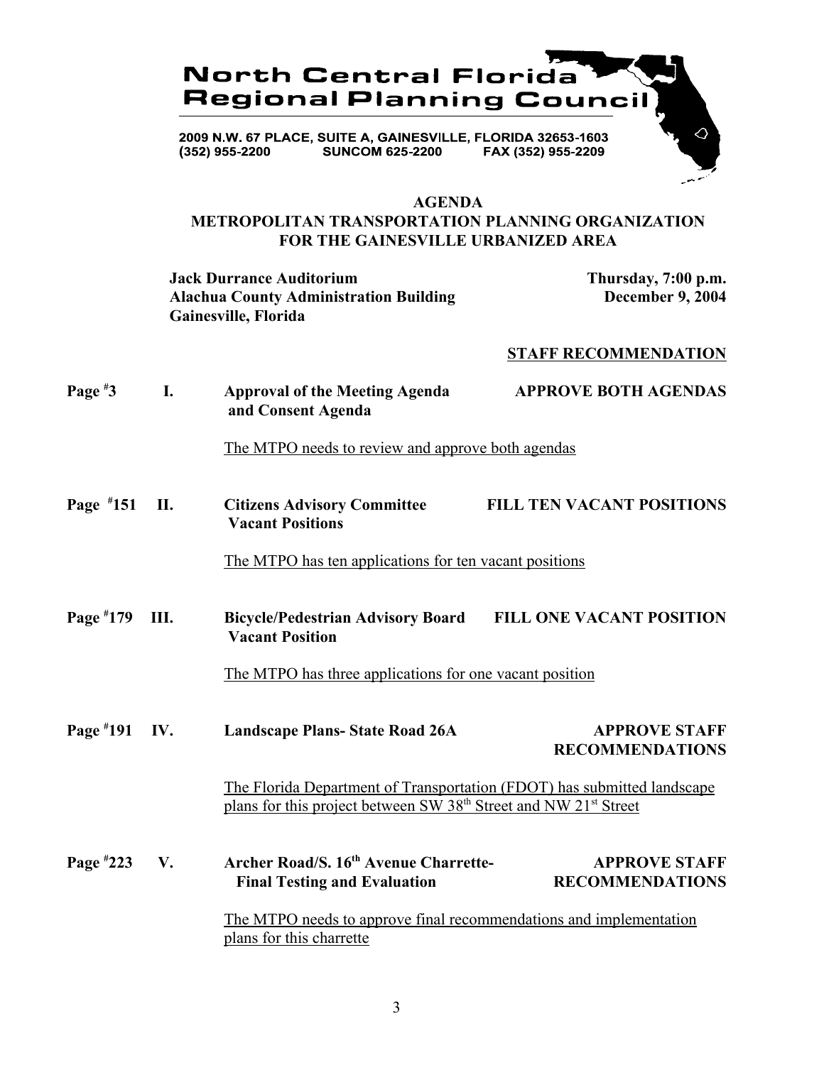**North Central Florida Regional Planning Council**

2009 N.W. 67 PLACE, SUITE A, GAINESVILLE, FLORIDA 32653-1603
(352) 955-2200 SUNCOM 625-2200 FAX (352) 955-2209

# AGENDA
## METROPOLITAN TRANSPORTATION PLANNING ORGANIZATION FOR THE GAINESVILLE URBANIZED AREA

**Jack Durrance Auditorium**
**Alachua County Administration Building**
**Gainesville, Florida**

**Thursday, 7:00 p.m.**
**December 9, 2004**

**STAFF RECOMMENDATION**

**Page #3 I. Approval of the Meeting Agenda and Consent Agenda** — **APPROVE BOTH AGENDAS**

The MTPO needs to review and approve both agendas

**Page #151 II. Citizens Advisory Committee Vacant Positions** — **FILL TEN VACANT POSITIONS**

The MTPO has ten applications for ten vacant positions

**Page #179 III. Bicycle/Pedestrian Advisory Board Vacant Position** — **FILL ONE VACANT POSITION**

The MTPO has three applications for one vacant position

**Page #191 IV. Landscape Plans- State Road 26A** — **APPROVE STAFF RECOMMENDATIONS**

The Florida Department of Transportation (FDOT) has submitted landscape plans for this project between SW 38th Street and NW 21st Street

**Page #223 V. Archer Road/S. 16th Avenue Charrette- Final Testing and Evaluation** — **APPROVE STAFF RECOMMENDATIONS**

The MTPO needs to approve final recommendations and implementation plans for this charrette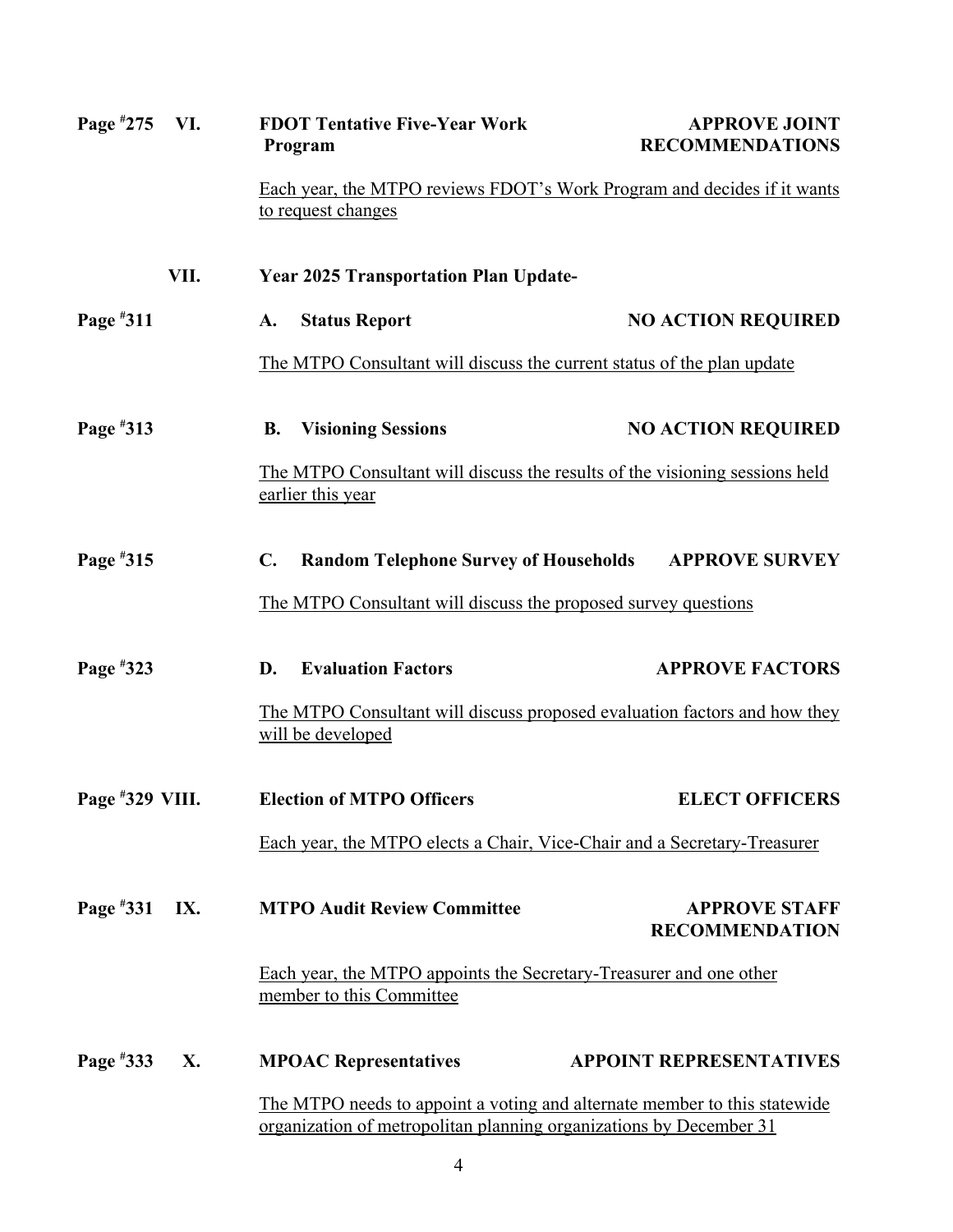**Page #275 VI. FDOT Tentative Five-Year Work Program — APPROVE JOINT RECOMMENDATIONS**

Each year, the MTPO reviews FDOT's Work Program and decides if it wants to request changes

**VII. Year 2025 Transportation Plan Update-**

**Page #311 A. Status Report — NO ACTION REQUIRED**

The MTPO Consultant will discuss the current status of the plan update

**Page #313 B. Visioning Sessions — NO ACTION REQUIRED**

The MTPO Consultant will discuss the results of the visioning sessions held earlier this year

**Page #315 C. Random Telephone Survey of Households — APPROVE SURVEY**

The MTPO Consultant will discuss the proposed survey questions

**Page #323 D. Evaluation Factors — APPROVE FACTORS**

The MTPO Consultant will discuss proposed evaluation factors and how they will be developed

**Page #329 VIII. Election of MTPO Officers — ELECT OFFICERS**

Each year, the MTPO elects a Chair, Vice-Chair and a Secretary-Treasurer

**Page #331 IX. MTPO Audit Review Committee — APPROVE STAFF RECOMMENDATION**

Each year, the MTPO appoints the Secretary-Treasurer and one other member to this Committee

**Page #333 X. MPOAC Representatives — APPOINT REPRESENTATIVES**

The MTPO needs to appoint a voting and alternate member to this statewide organization of metropolitan planning organizations by December 31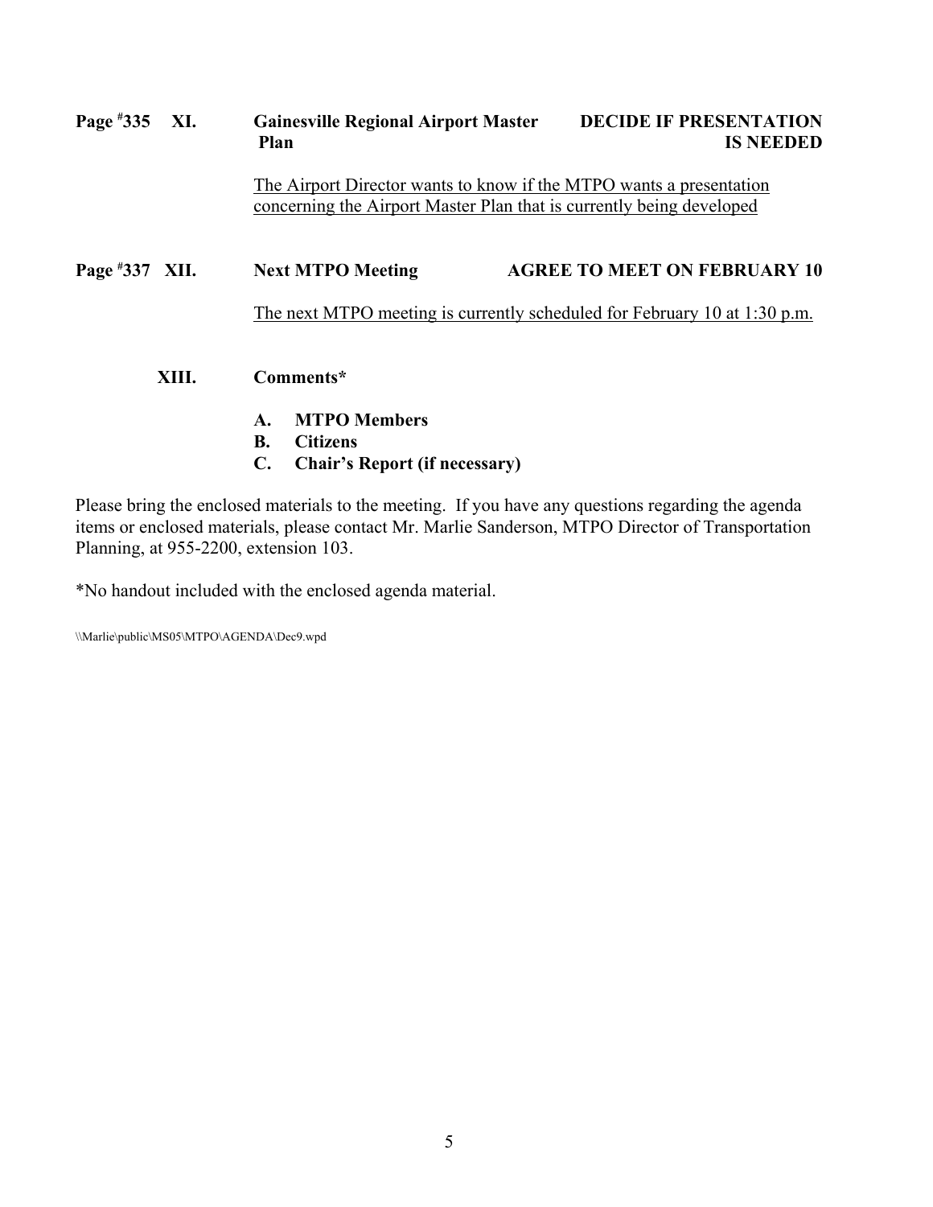**Page #335 XI. Gainesville Regional Airport Master Plan — DECIDE IF PRESENTATION IS NEEDED**

The Airport Director wants to know if the MTPO wants a presentation concerning the Airport Master Plan that is currently being developed

**Page #337 XII. Next MTPO Meeting — AGREE TO MEET ON FEBRUARY 10**

The next MTPO meeting is currently scheduled for February 10 at 1:30 p.m.

**XIII. Comments***

- **A. MTPO Members**
- **B. Citizens**
- **C. Chair's Report (if necessary)**

Please bring the enclosed materials to the meeting. If you have any questions regarding the agenda items or enclosed materials, please contact Mr. Marlie Sanderson, MTPO Director of Transportation Planning, at 955-2200, extension 103.

*No handout included with the enclosed agenda material.

\\Marlie\public\MS05\MTPO\AGENDA\Dec9.wpd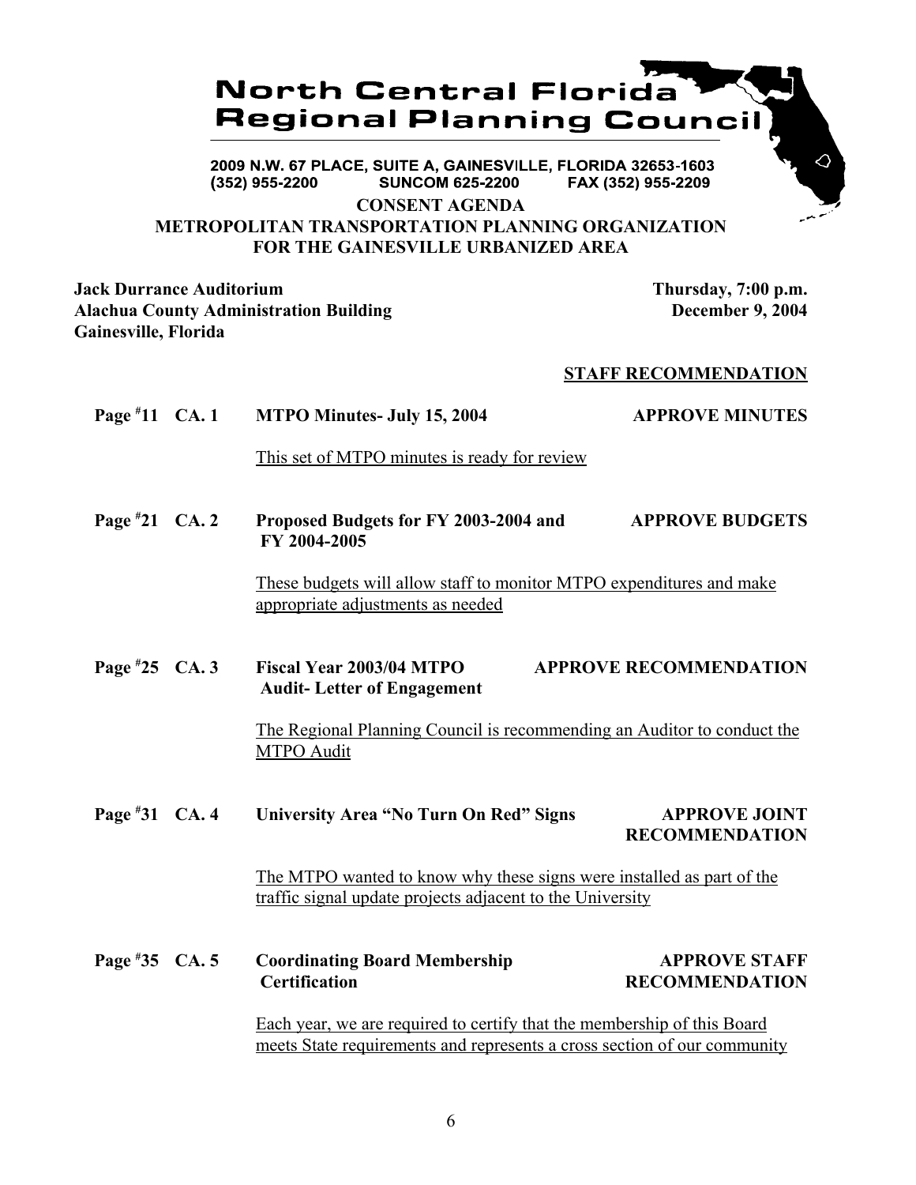# North Central Florida Regional Planning Council

2009 N.W. 67 PLACE, SUITE A, GAINESVILLE, FLORIDA 32653-1603
(352) 955-2200 SUNCOM 625-2200 FAX (352) 955-2209

## CONSENT AGENDA
## METROPOLITAN TRANSPORTATION PLANNING ORGANIZATION FOR THE GAINESVILLE URBANIZED AREA

**Jack Durrance Auditorium**
**Alachua County Administration Building**
**Gainesville, Florida**

**Thursday, 7:00 p.m.**
**December 9, 2004**

**STAFF RECOMMENDATION**

**Page #11 CA. 1 MTPO Minutes- July 15, 2004** — **APPROVE MINUTES**

This set of MTPO minutes is ready for review

**Page #21 CA. 2 Proposed Budgets for FY 2003-2004 and FY 2004-2005** — **APPROVE BUDGETS**

These budgets will allow staff to monitor MTPO expenditures and make appropriate adjustments as needed

**Page #25 CA. 3 Fiscal Year 2003/04 MTPO Audit- Letter of Engagement** — **APPROVE RECOMMENDATION**

The Regional Planning Council is recommending an Auditor to conduct the MTPO Audit

**Page #31 CA. 4 University Area "No Turn On Red" Signs** — **APPROVE JOINT RECOMMENDATION**

The MTPO wanted to know why these signs were installed as part of the traffic signal update projects adjacent to the University

**Page #35 CA. 5 Coordinating Board Membership Certification** — **APPROVE STAFF RECOMMENDATION**

Each year, we are required to certify that the membership of this Board meets State requirements and represents a cross section of our community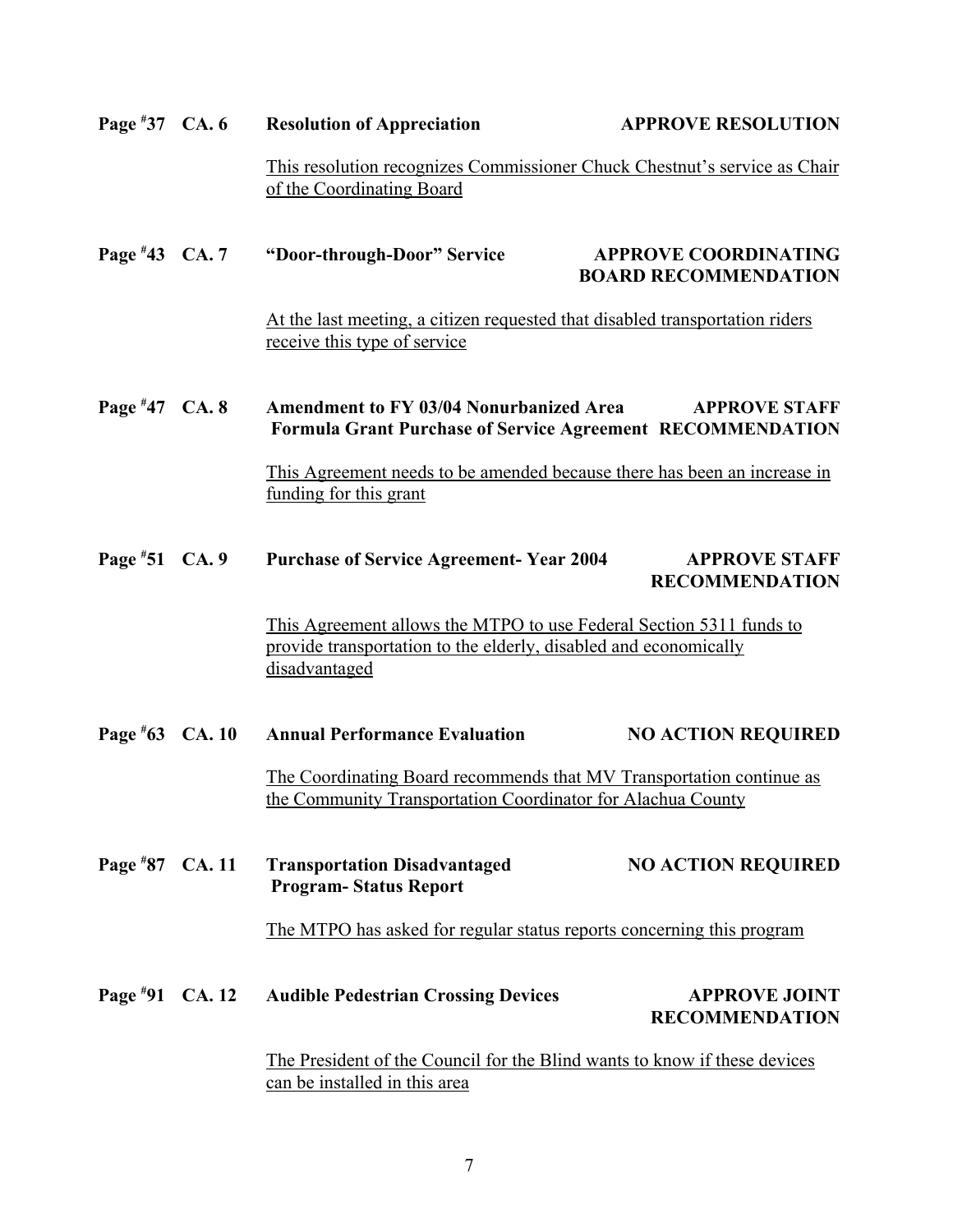**Page #37 CA. 6 Resolution of Appreciation APPROVE RESOLUTION**

This resolution recognizes Commissioner Chuck Chestnut's service as Chair of the Coordinating Board

**Page #43 CA. 7 "Door-through-Door" Service APPROVE COORDINATING BOARD RECOMMENDATION**

At the last meeting, a citizen requested that disabled transportation riders receive this type of service

**Page #47 CA. 8 Amendment to FY 03/04 Nonurbanized Area Formula Grant Purchase of Service Agreement APPROVE STAFF RECOMMENDATION**

This Agreement needs to be amended because there has been an increase in funding for this grant

**Page #51 CA. 9 Purchase of Service Agreement- Year 2004 APPROVE STAFF RECOMMENDATION**

This Agreement allows the MTPO to use Federal Section 5311 funds to provide transportation to the elderly, disabled and economically disadvantaged

**Page #63 CA. 10 Annual Performance Evaluation NO ACTION REQUIRED**

The Coordinating Board recommends that MV Transportation continue as the Community Transportation Coordinator for Alachua County

**Page #87 CA. 11 Transportation Disadvantaged Program- Status Report NO ACTION REQUIRED**

The MTPO has asked for regular status reports concerning this program

**Page #91 CA. 12 Audible Pedestrian Crossing Devices APPROVE JOINT RECOMMENDATION**

The President of the Council for the Blind wants to know if these devices can be installed in this area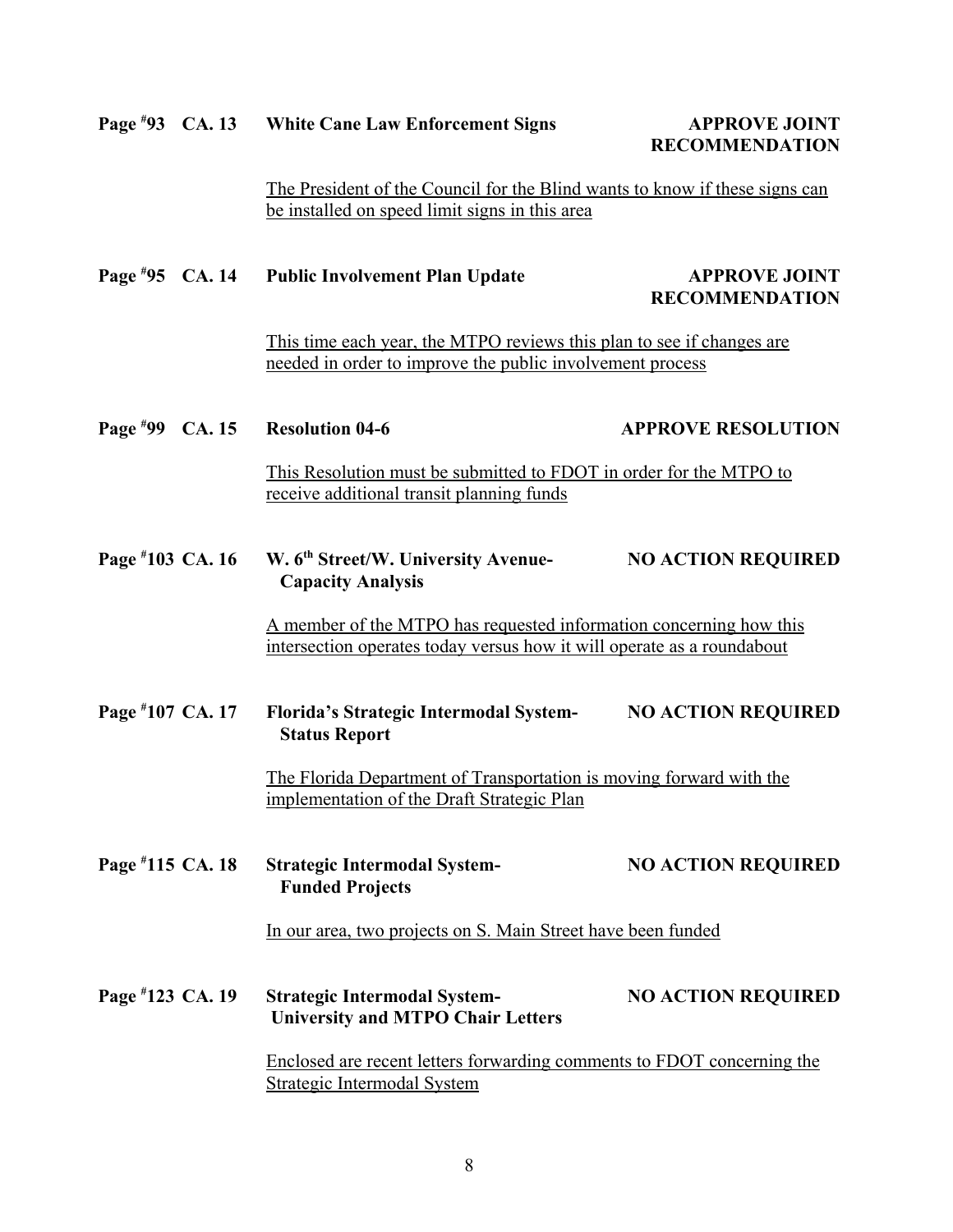**Page #93 CA. 13 White Cane Law Enforcement Signs — APPROVE JOINT RECOMMENDATION**

The President of the Council for the Blind wants to know if these signs can be installed on speed limit signs in this area

**Page #95 CA. 14 Public Involvement Plan Update — APPROVE JOINT RECOMMENDATION**

This time each year, the MTPO reviews this plan to see if changes are needed in order to improve the public involvement process

**Page #99 CA. 15 Resolution 04-6 — APPROVE RESOLUTION**

This Resolution must be submitted to FDOT in order for the MTPO to receive additional transit planning funds

**Page #103 CA. 16 W. 6th Street/W. University Avenue-Capacity Analysis — NO ACTION REQUIRED**

A member of the MTPO has requested information concerning how this intersection operates today versus how it will operate as a roundabout

**Page #107 CA. 17 Florida's Strategic Intermodal System-Status Report — NO ACTION REQUIRED**

The Florida Department of Transportation is moving forward with the implementation of the Draft Strategic Plan

**Page #115 CA. 18 Strategic Intermodal System-Funded Projects — NO ACTION REQUIRED**

In our area, two projects on S. Main Street have been funded

**Page #123 CA. 19 Strategic Intermodal System-University and MTPO Chair Letters — NO ACTION REQUIRED**

Enclosed are recent letters forwarding comments to FDOT concerning the Strategic Intermodal System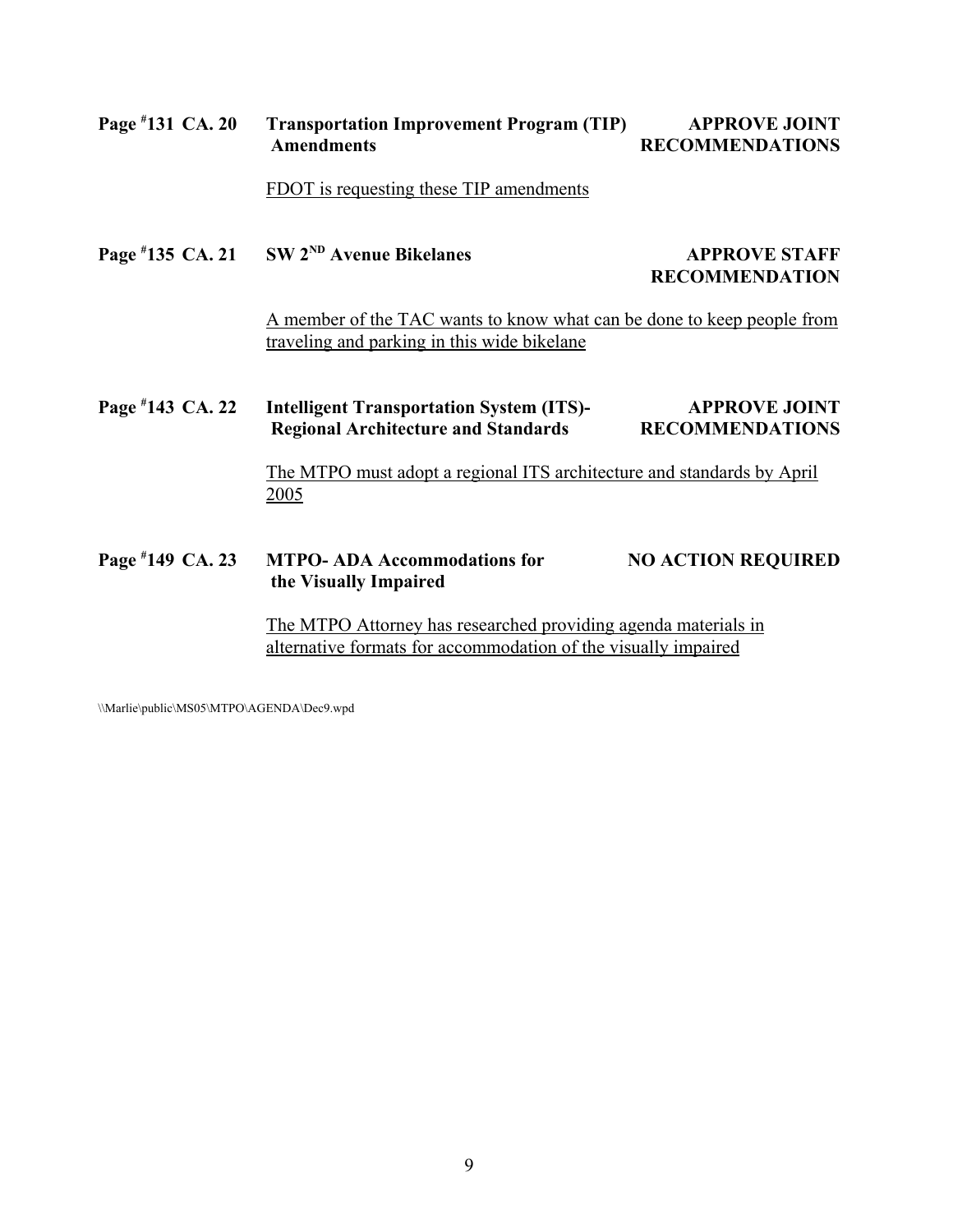**Page #131 CA. 20 Transportation Improvement Program (TIP) Amendments** **APPROVE JOINT RECOMMENDATIONS**

FDOT is requesting these TIP amendments

**Page #135 CA. 21 SW 2ND Avenue Bikelanes** **APPROVE STAFF RECOMMENDATION**

A member of the TAC wants to know what can be done to keep people from traveling and parking in this wide bikelane

**Page #143 CA. 22 Intelligent Transportation System (ITS)- Regional Architecture and Standards** **APPROVE JOINT RECOMMENDATIONS**

The MTPO must adopt a regional ITS architecture and standards by April 2005

**Page #149 CA. 23 MTPO- ADA Accommodations for the Visually Impaired** **NO ACTION REQUIRED**

The MTPO Attorney has researched providing agenda materials in alternative formats for accommodation of the visually impaired

\\Marlie\public\MS05\MTPO\AGENDA\Dec9.wpd